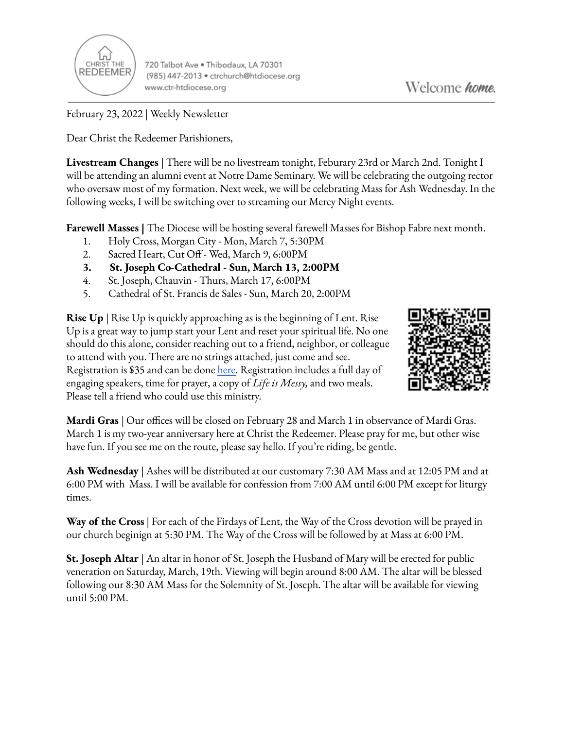CHRIST THE REDEEMER

720 Talbot Ave • Thibodaux, LA 70301
(985) 447-2013 • ctrchurch@htdiocese.org
www.ctr-htdiocese.org

Welcome *home.*

February 23, 2022 | Weekly Newsletter

Dear Christ the Redeemer Parishioners,

**Livestream Changes** | There will be no livestream tonight, Feburary 23rd or March 2nd. Tonight I will be attending an alumni event at Notre Dame Seminary. We will be celebrating the outgoing rector who oversaw most of my formation. Next week, we will be celebrating Mass for Ash Wednesday. In the following weeks, I will be switching over to streaming our Mercy Night events.

**Farewell Masses |** The Diocese will be hosting several farewell Masses for Bishop Fabre next month.

1. Holy Cross, Morgan City - Mon, March 7, 5:30PM
2. Sacred Heart, Cut Off - Wed, March 9, 6:00PM
3. **St. Joseph Co-Cathedral - Sun, March 13, 2:00PM**
4. St. Joseph, Chauvin - Thurs, March 17, 6:00PM
5. Cathedral of St. Francis de Sales - Sun, March 20, 2:00PM

**Rise Up** | Rise Up is quickly approaching as is the beginning of Lent. Rise Up is a great way to jump start your Lent and reset your spiritual life. No one should do this alone, consider reaching out to a friend, neighbor, or colleague to attend with you. There are no strings attached, just come and see. Registration is $35 and can be done here. Registration includes a full day of engaging speakers, time for prayer, a copy of *Life is Messy,* and two meals. Please tell a friend who could use this ministry.

**Mardi Gras** | Our offices will be closed on February 28 and March 1 in observance of Mardi Gras. March 1 is my two-year anniversary here at Christ the Redeemer. Please pray for me, but other wise have fun. If you see me on the route, please say hello. If you're riding, be gentle.

**Ash Wednesday** | Ashes will be distributed at our customary 7:30 AM Mass and at 12:05 PM and at 6:00 PM with Mass. I will be available for confession from 7:00 AM until 6:00 PM except for liturgy times.

**Way of the Cross** | For each of the Firdays of Lent, the Way of the Cross devotion will be prayed in our church beginign at 5:30 PM. The Way of the Cross will be followed by at Mass at 6:00 PM.

**St. Joseph Altar** | An altar in honor of St. Joseph the Husband of Mary will be erected for public veneration on Saturday, March, 19th. Viewing will begin around 8:00 AM. The altar will be blessed following our 8:30 AM Mass for the Solemnity of St. Joseph. The altar will be available for viewing until 5:00 PM.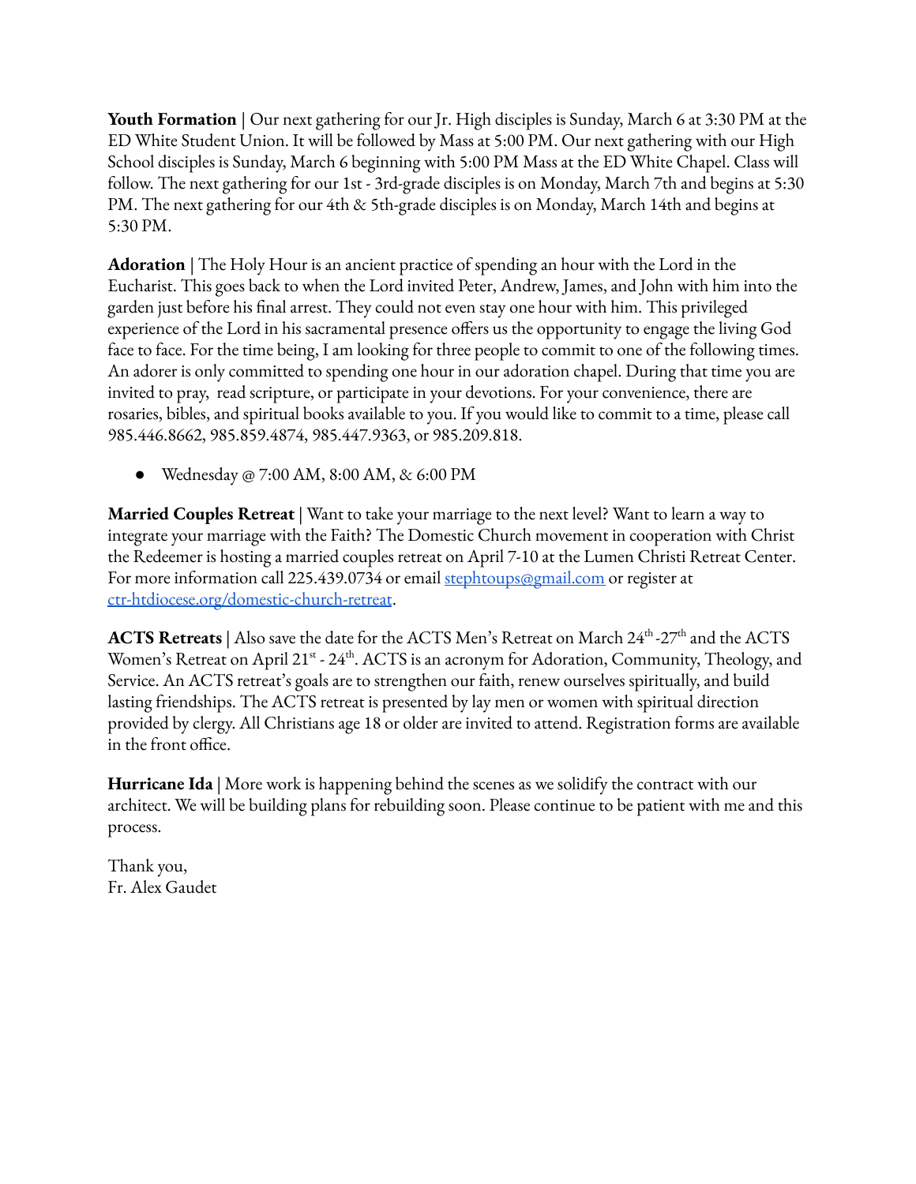**Youth Formation** | Our next gathering for our Jr. High disciples is Sunday, March 6 at 3:30 PM at the ED White Student Union. It will be followed by Mass at 5:00 PM. Our next gathering with our High School disciples is Sunday, March 6 beginning with 5:00 PM Mass at the ED White Chapel. Class will follow. The next gathering for our 1st - 3rd-grade disciples is on Monday, March 7th and begins at 5:30 PM. The next gathering for our 4th & 5th-grade disciples is on Monday, March 14th and begins at 5:30 PM.

**Adoration** | The Holy Hour is an ancient practice of spending an hour with the Lord in the Eucharist. This goes back to when the Lord invited Peter, Andrew, James, and John with him into the garden just before his final arrest. They could not even stay one hour with him. This privileged experience of the Lord in his sacramental presence offers us the opportunity to engage the living God face to face. For the time being, I am looking for three people to commit to one of the following times. An adorer is only committed to spending one hour in our adoration chapel. During that time you are invited to pray, read scripture, or participate in your devotions. For your convenience, there are rosaries, bibles, and spiritual books available to you. If you would like to commit to a time, please call 985.446.8662, 985.859.4874, 985.447.9363, or 985.209.818.

- Wednesday @ 7:00 AM, 8:00 AM, & 6:00 PM

**Married Couples Retreat** | Want to take your marriage to the next level? Want to learn a way to integrate your marriage with the Faith? The Domestic Church movement in cooperation with Christ the Redeemer is hosting a married couples retreat on April 7-10 at the Lumen Christi Retreat Center. For more information call 225.439.0734 or email stephtoups@gmail.com or register at ctr-htdiocese.org/domestic-church-retreat.

**ACTS Retreats** | Also save the date for the ACTS Men's Retreat on March 24th-27th and the ACTS Women's Retreat on April 21st - 24th. ACTS is an acronym for Adoration, Community, Theology, and Service. An ACTS retreat's goals are to strengthen our faith, renew ourselves spiritually, and build lasting friendships. The ACTS retreat is presented by lay men or women with spiritual direction provided by clergy. All Christians age 18 or older are invited to attend. Registration forms are available in the front office.

**Hurricane Ida** | More work is happening behind the scenes as we solidify the contract with our architect. We will be building plans for rebuilding soon. Please continue to be patient with me and this process.

Thank you,
Fr. Alex Gaudet